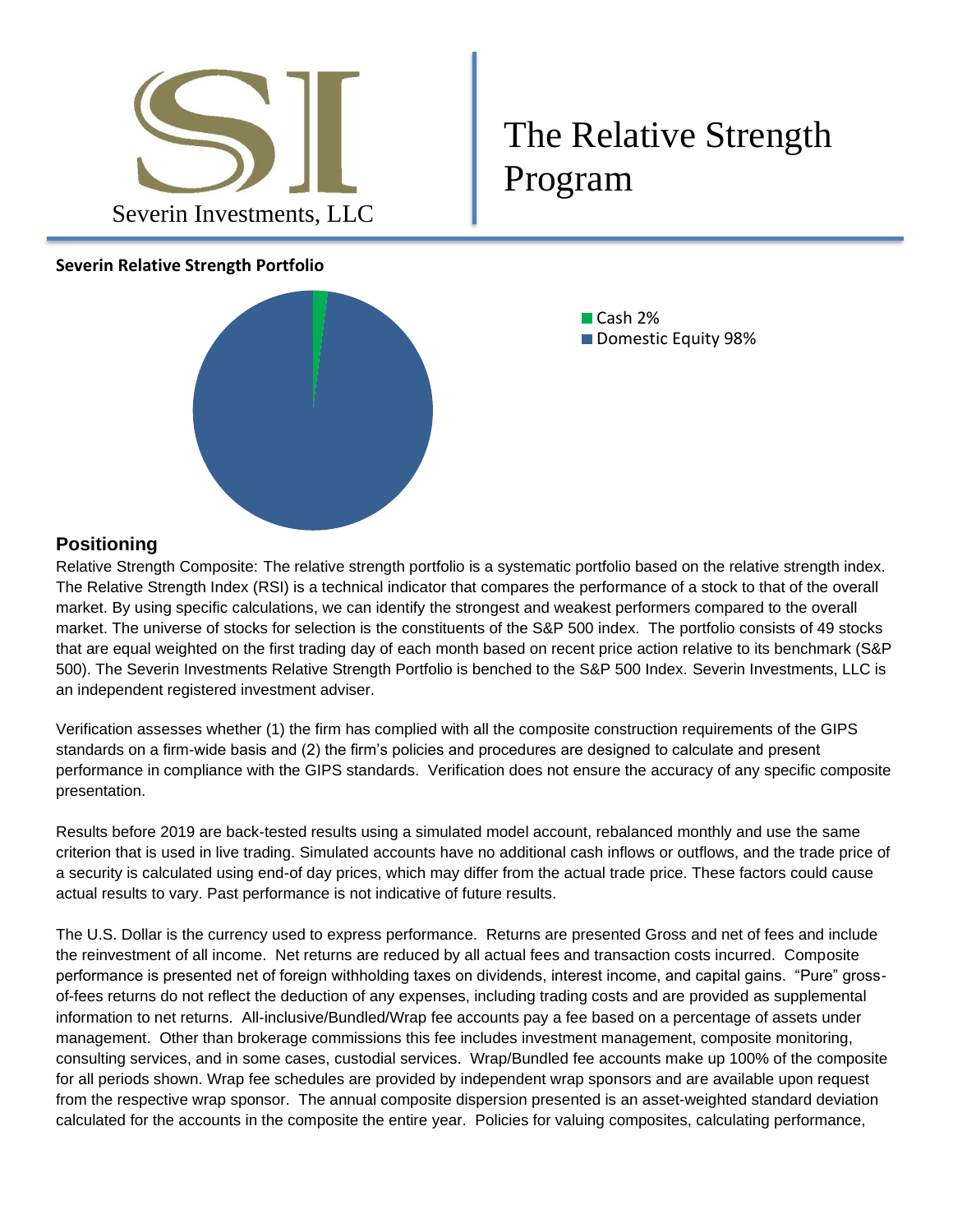Severin Investments, LLC

# The Relative Strength Program

**Severin Relative Strength Portfolio**

- Cash 2%
- Domestic Equity 98%

## Positioning

Relative Strength Composite: The relative strength portfolio is a systematic portfolio based on the relative strength index. The Relative Strength Index (RSI) is a technical indicator that compares the performance of a stock to that of the overall market. By using specific calculations, we can identify the strongest and weakest performers compared to the overall market. The universe of stocks for selection is the constituents of the S&P 500 index. The portfolio consists of 49 stocks that are equal weighted on the first trading day of each month based on recent price action relative to its benchmark (S&P 500). The Severin Investments Relative Strength Portfolio is benched to the S&P 500 Index. Severin Investments, LLC is an independent registered investment adviser.

Verification assesses whether (1) the firm has complied with all the composite construction requirements of the GIPS standards on a firm-wide basis and (2) the firm's policies and procedures are designed to calculate and present performance in compliance with the GIPS standards. Verification does not ensure the accuracy of any specific composite presentation.

Results before 2019 are back-tested results using a simulated model account, rebalanced monthly and use the same criterion that is used in live trading. Simulated accounts have no additional cash inflows or outflows, and the trade price of a security is calculated using end-of day prices, which may differ from the actual trade price. These factors could cause actual results to vary. Past performance is not indicative of future results.

The U.S. Dollar is the currency used to express performance. Returns are presented Gross and net of fees and include the reinvestment of all income. Net returns are reduced by all actual fees and transaction costs incurred. Composite performance is presented net of foreign withholding taxes on dividends, interest income, and capital gains. "Pure" gross-of-fees returns do not reflect the deduction of any expenses, including trading costs and are provided as supplemental information to net returns. All-inclusive/Bundled/Wrap fee accounts pay a fee based on a percentage of assets under management. Other than brokerage commissions this fee includes investment management, composite monitoring, consulting services, and in some cases, custodial services. Wrap/Bundled fee accounts make up 100% of the composite for all periods shown. Wrap fee schedules are provided by independent wrap sponsors and are available upon request from the respective wrap sponsor. The annual composite dispersion presented is an asset-weighted standard deviation calculated for the accounts in the composite the entire year. Policies for valuing composites, calculating performance,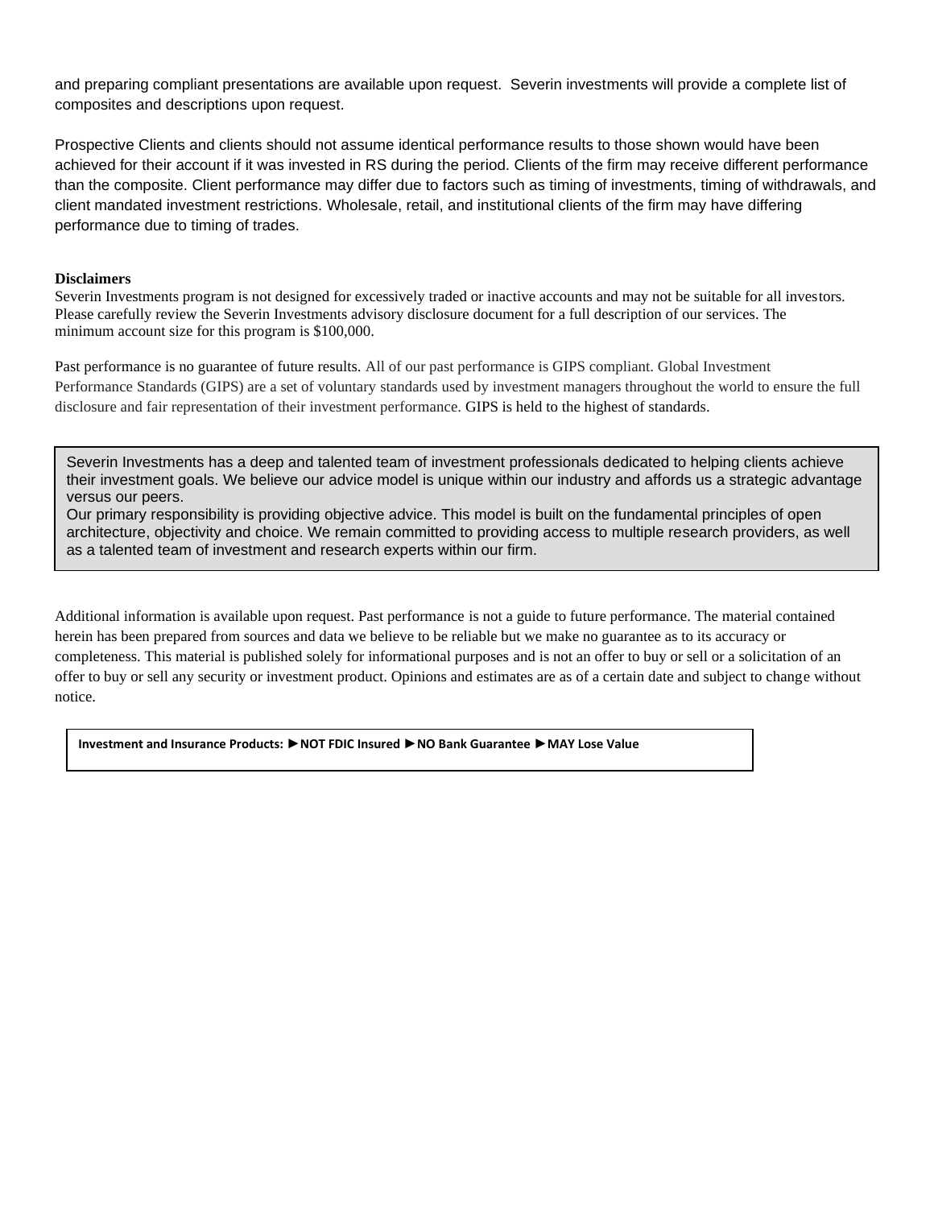and preparing compliant presentations are available upon request.  Severin investments will provide a complete list of composites and descriptions upon request.

Prospective Clients and clients should not assume identical performance results to those shown would have been achieved for their account if it was invested in RS during the period. Clients of the firm may receive different performance than the composite. Client performance may differ due to factors such as timing of investments, timing of withdrawals, and client mandated investment restrictions. Wholesale, retail, and institutional clients of the firm may have differing performance due to timing of trades.

**Disclaimers**

Severin Investments program is not designed for excessively traded or inactive accounts and may not be suitable for all investors. Please carefully review the Severin Investments advisory disclosure document for a full description of our services. The minimum account size for this program is $100,000.

Past performance is no guarantee of future results. All of our past performance is GIPS compliant. Global Investment Performance Standards (GIPS) are a set of voluntary standards used by investment managers throughout the world to ensure the full disclosure and fair representation of their investment performance. GIPS is held to the highest of standards.

> Severin Investments has a deep and talented team of investment professionals dedicated to helping clients achieve their investment goals. We believe our advice model is unique within our industry and affords us a strategic advantage versus our peers.
> Our primary responsibility is providing objective advice. This model is built on the fundamental principles of open architecture, objectivity and choice. We remain committed to providing access to multiple research providers, as well as a talented team of investment and research experts within our firm.

Additional information is available upon request. Past performance is not a guide to future performance. The material contained herein has been prepared from sources and data we believe to be reliable but we make no guarantee as to its accuracy or completeness. This material is published solely for informational purposes and is not an offer to buy or sell or a solicitation of an offer to buy or sell any security or investment product. Opinions and estimates are as of a certain date and subject to change without notice.

**Investment and Insurance Products: ►NOT FDIC Insured ►NO Bank Guarantee ►MAY Lose Value**